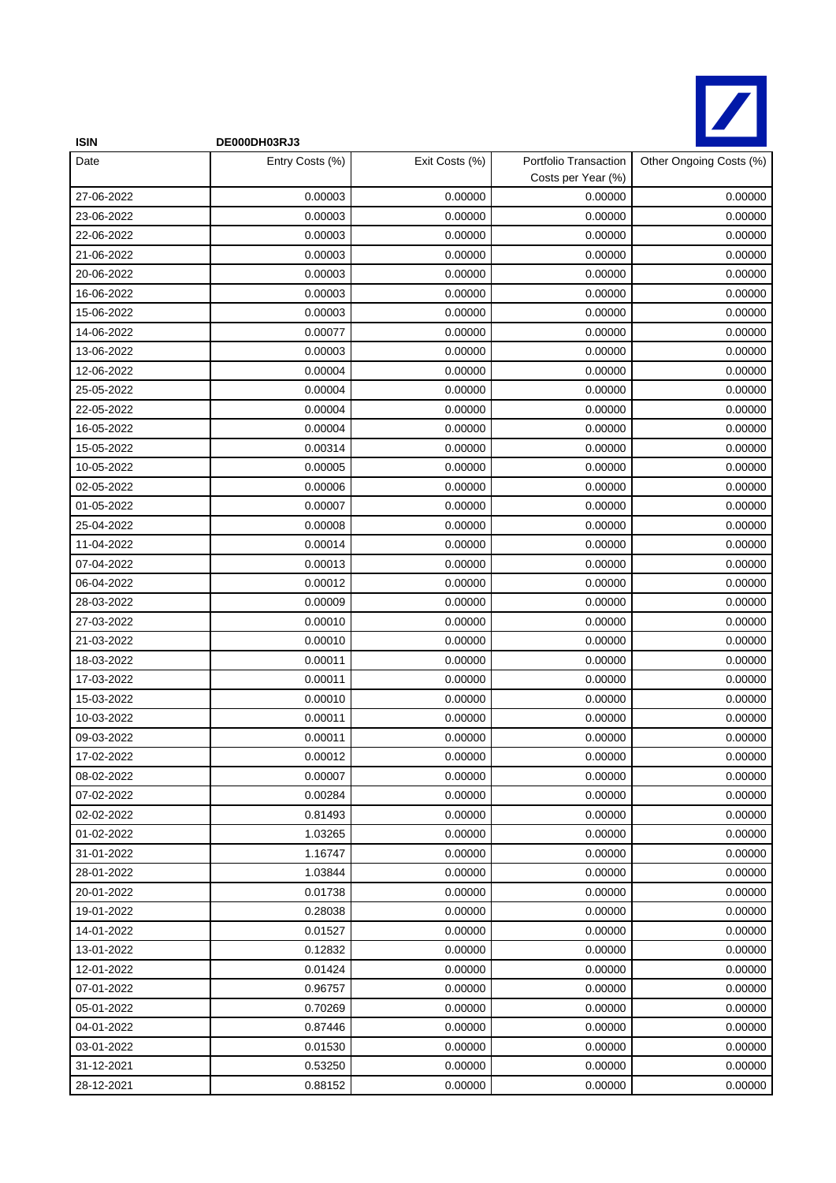| ISIN | DE000DH03RJ3 | | | |
|---|---|---|---|---|
| Date | Entry Costs (%) | Exit Costs (%) | Portfolio Transaction Costs per Year (%) | Other Ongoing Costs (%) |
| 27-06-2022 | 0.00003 | 0.00000 | 0.00000 | 0.00000 |
| 23-06-2022 | 0.00003 | 0.00000 | 0.00000 | 0.00000 |
| 22-06-2022 | 0.00003 | 0.00000 | 0.00000 | 0.00000 |
| 21-06-2022 | 0.00003 | 0.00000 | 0.00000 | 0.00000 |
| 20-06-2022 | 0.00003 | 0.00000 | 0.00000 | 0.00000 |
| 16-06-2022 | 0.00003 | 0.00000 | 0.00000 | 0.00000 |
| 15-06-2022 | 0.00003 | 0.00000 | 0.00000 | 0.00000 |
| 14-06-2022 | 0.00077 | 0.00000 | 0.00000 | 0.00000 |
| 13-06-2022 | 0.00003 | 0.00000 | 0.00000 | 0.00000 |
| 12-06-2022 | 0.00004 | 0.00000 | 0.00000 | 0.00000 |
| 25-05-2022 | 0.00004 | 0.00000 | 0.00000 | 0.00000 |
| 22-05-2022 | 0.00004 | 0.00000 | 0.00000 | 0.00000 |
| 16-05-2022 | 0.00004 | 0.00000 | 0.00000 | 0.00000 |
| 15-05-2022 | 0.00314 | 0.00000 | 0.00000 | 0.00000 |
| 10-05-2022 | 0.00005 | 0.00000 | 0.00000 | 0.00000 |
| 02-05-2022 | 0.00006 | 0.00000 | 0.00000 | 0.00000 |
| 01-05-2022 | 0.00007 | 0.00000 | 0.00000 | 0.00000 |
| 25-04-2022 | 0.00008 | 0.00000 | 0.00000 | 0.00000 |
| 11-04-2022 | 0.00014 | 0.00000 | 0.00000 | 0.00000 |
| 07-04-2022 | 0.00013 | 0.00000 | 0.00000 | 0.00000 |
| 06-04-2022 | 0.00012 | 0.00000 | 0.00000 | 0.00000 |
| 28-03-2022 | 0.00009 | 0.00000 | 0.00000 | 0.00000 |
| 27-03-2022 | 0.00010 | 0.00000 | 0.00000 | 0.00000 |
| 21-03-2022 | 0.00010 | 0.00000 | 0.00000 | 0.00000 |
| 18-03-2022 | 0.00011 | 0.00000 | 0.00000 | 0.00000 |
| 17-03-2022 | 0.00011 | 0.00000 | 0.00000 | 0.00000 |
| 15-03-2022 | 0.00010 | 0.00000 | 0.00000 | 0.00000 |
| 10-03-2022 | 0.00011 | 0.00000 | 0.00000 | 0.00000 |
| 09-03-2022 | 0.00011 | 0.00000 | 0.00000 | 0.00000 |
| 17-02-2022 | 0.00012 | 0.00000 | 0.00000 | 0.00000 |
| 08-02-2022 | 0.00007 | 0.00000 | 0.00000 | 0.00000 |
| 07-02-2022 | 0.00284 | 0.00000 | 0.00000 | 0.00000 |
| 02-02-2022 | 0.81493 | 0.00000 | 0.00000 | 0.00000 |
| 01-02-2022 | 1.03265 | 0.00000 | 0.00000 | 0.00000 |
| 31-01-2022 | 1.16747 | 0.00000 | 0.00000 | 0.00000 |
| 28-01-2022 | 1.03844 | 0.00000 | 0.00000 | 0.00000 |
| 20-01-2022 | 0.01738 | 0.00000 | 0.00000 | 0.00000 |
| 19-01-2022 | 0.28038 | 0.00000 | 0.00000 | 0.00000 |
| 14-01-2022 | 0.01527 | 0.00000 | 0.00000 | 0.00000 |
| 13-01-2022 | 0.12832 | 0.00000 | 0.00000 | 0.00000 |
| 12-01-2022 | 0.01424 | 0.00000 | 0.00000 | 0.00000 |
| 07-01-2022 | 0.96757 | 0.00000 | 0.00000 | 0.00000 |
| 05-01-2022 | 0.70269 | 0.00000 | 0.00000 | 0.00000 |
| 04-01-2022 | 0.87446 | 0.00000 | 0.00000 | 0.00000 |
| 03-01-2022 | 0.01530 | 0.00000 | 0.00000 | 0.00000 |
| 31-12-2021 | 0.53250 | 0.00000 | 0.00000 | 0.00000 |
| 28-12-2021 | 0.88152 | 0.00000 | 0.00000 | 0.00000 |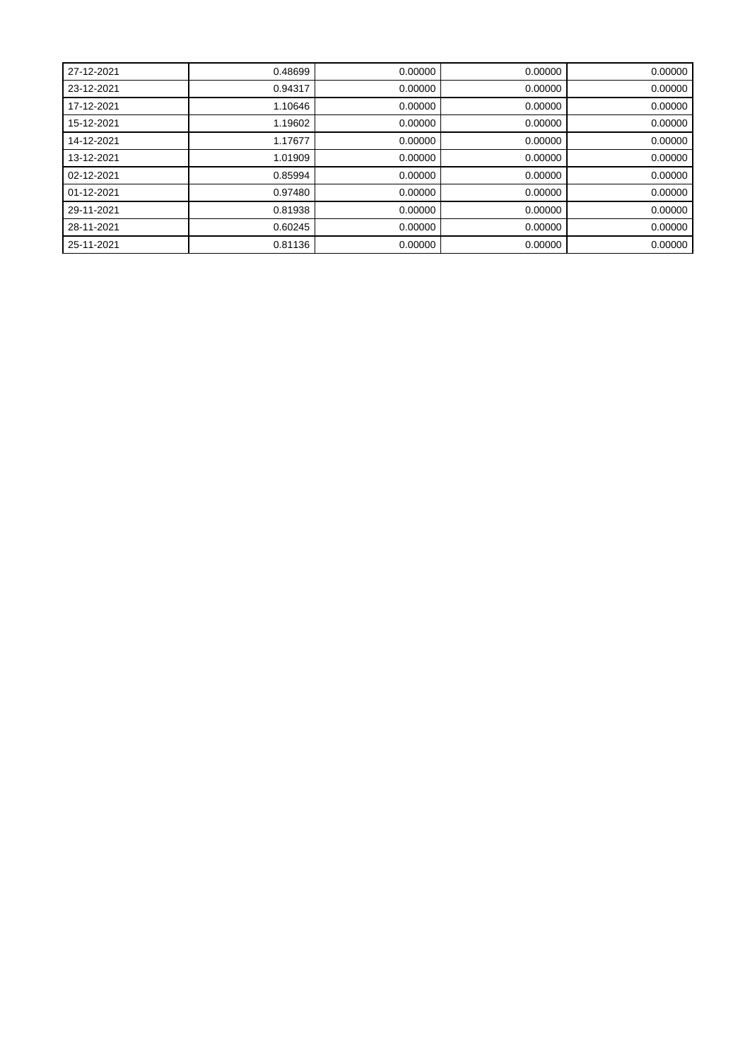| | | | | |
|---|---|---|---|---|
| 27-12-2021 | 0.48699 | 0.00000 | 0.00000 | 0.00000 |
| 23-12-2021 | 0.94317 | 0.00000 | 0.00000 | 0.00000 |
| 17-12-2021 | 1.10646 | 0.00000 | 0.00000 | 0.00000 |
| 15-12-2021 | 1.19602 | 0.00000 | 0.00000 | 0.00000 |
| 14-12-2021 | 1.17677 | 0.00000 | 0.00000 | 0.00000 |
| 13-12-2021 | 1.01909 | 0.00000 | 0.00000 | 0.00000 |
| 02-12-2021 | 0.85994 | 0.00000 | 0.00000 | 0.00000 |
| 01-12-2021 | 0.97480 | 0.00000 | 0.00000 | 0.00000 |
| 29-11-2021 | 0.81938 | 0.00000 | 0.00000 | 0.00000 |
| 28-11-2021 | 0.60245 | 0.00000 | 0.00000 | 0.00000 |
| 25-11-2021 | 0.81136 | 0.00000 | 0.00000 | 0.00000 |